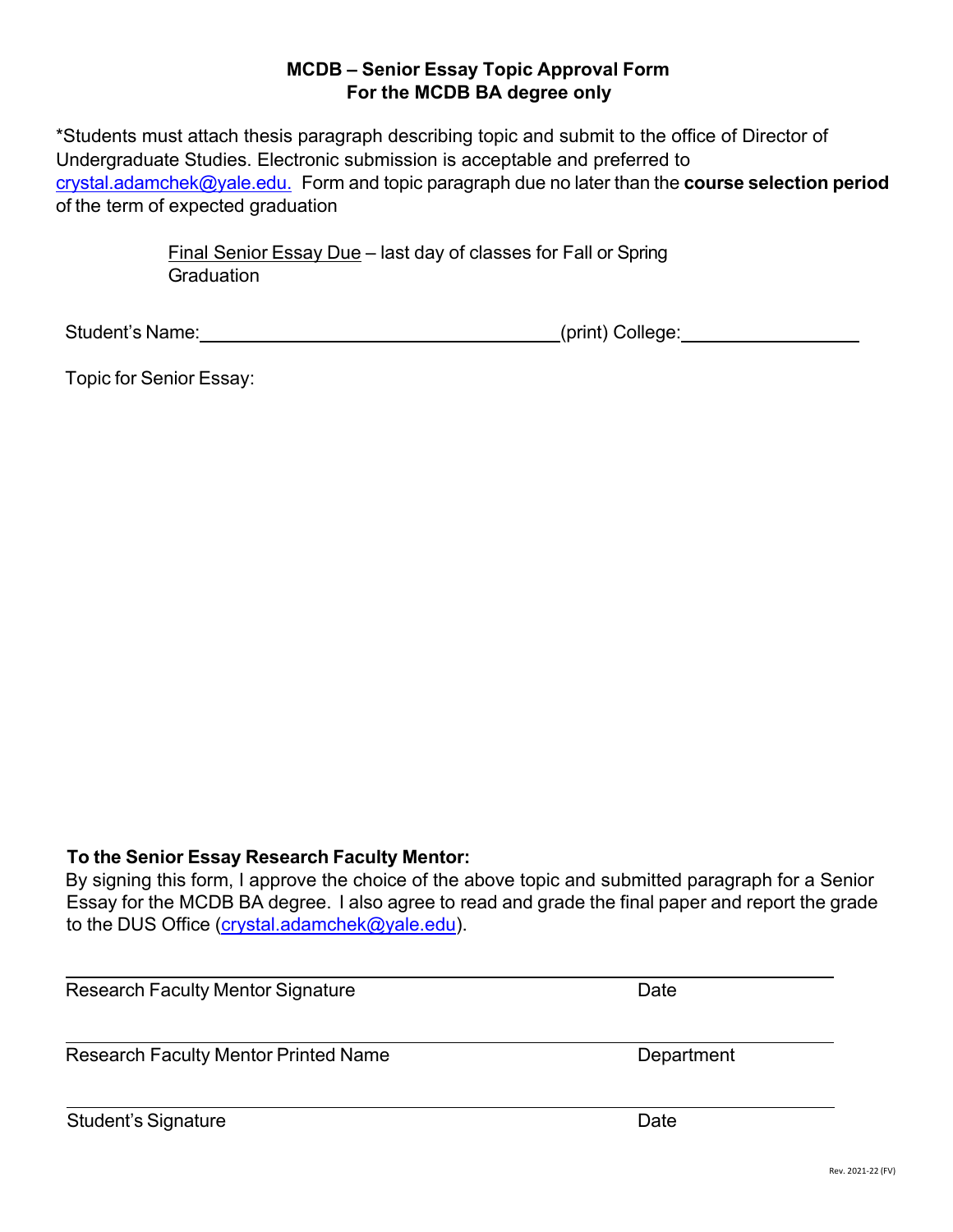**MCDB – Senior Essay Topic Approval Form**
**For the MCDB BA degree only**

*Students must attach thesis paragraph describing topic and submit to the office of Director of Undergraduate Studies. Electronic submission is acceptable and preferred to crystal.adamchek@yale.edu. Form and topic paragraph due no later than the **course selection period** of the term of expected graduation

Final Senior Essay Due – last day of classes for Fall or Spring Graduation

Student's Name:\_\_\_\_\_\_\_\_\_\_\_\_\_\_\_\_\_\_\_\_\_\_\_\_\_\_\_\_\_\_(print) College:\_\_\_\_\_\_\_\_\_\_\_\_\_\_\_\_

Topic for Senior Essay:

**To the Senior Essay Research Faculty Mentor:**
By signing this form, I approve the choice of the above topic and submitted paragraph for a Senior Essay for the MCDB BA degree. I also agree to read and grade the final paper and report the grade to the DUS Office (crystal.adamchek@yale.edu).

\_\_\_\_\_\_\_\_\_\_\_\_\_\_\_\_\_\_\_\_\_\_\_\_\_\_\_\_\_\_\_\_\_\_\_\_\_\_\_\_\_\_\_\_\_\_\_\_\_\_\_\_\_\_\_\_\_\_
Research Faculty Mentor Signature — Date

\_\_\_\_\_\_\_\_\_\_\_\_\_\_\_\_\_\_\_\_\_\_\_\_\_\_\_\_\_\_\_\_\_\_\_\_\_\_\_\_\_\_\_\_\_\_\_\_\_\_\_\_\_\_\_\_\_\_
Research Faculty Mentor Printed Name — Department

\_\_\_\_\_\_\_\_\_\_\_\_\_\_\_\_\_\_\_\_\_\_\_\_\_\_\_\_\_\_\_\_\_\_\_\_\_\_\_\_\_\_\_\_\_\_\_\_\_\_\_\_\_\_\_\_\_\_
Student's Signature — Date

Rev. 2021-22 (FV)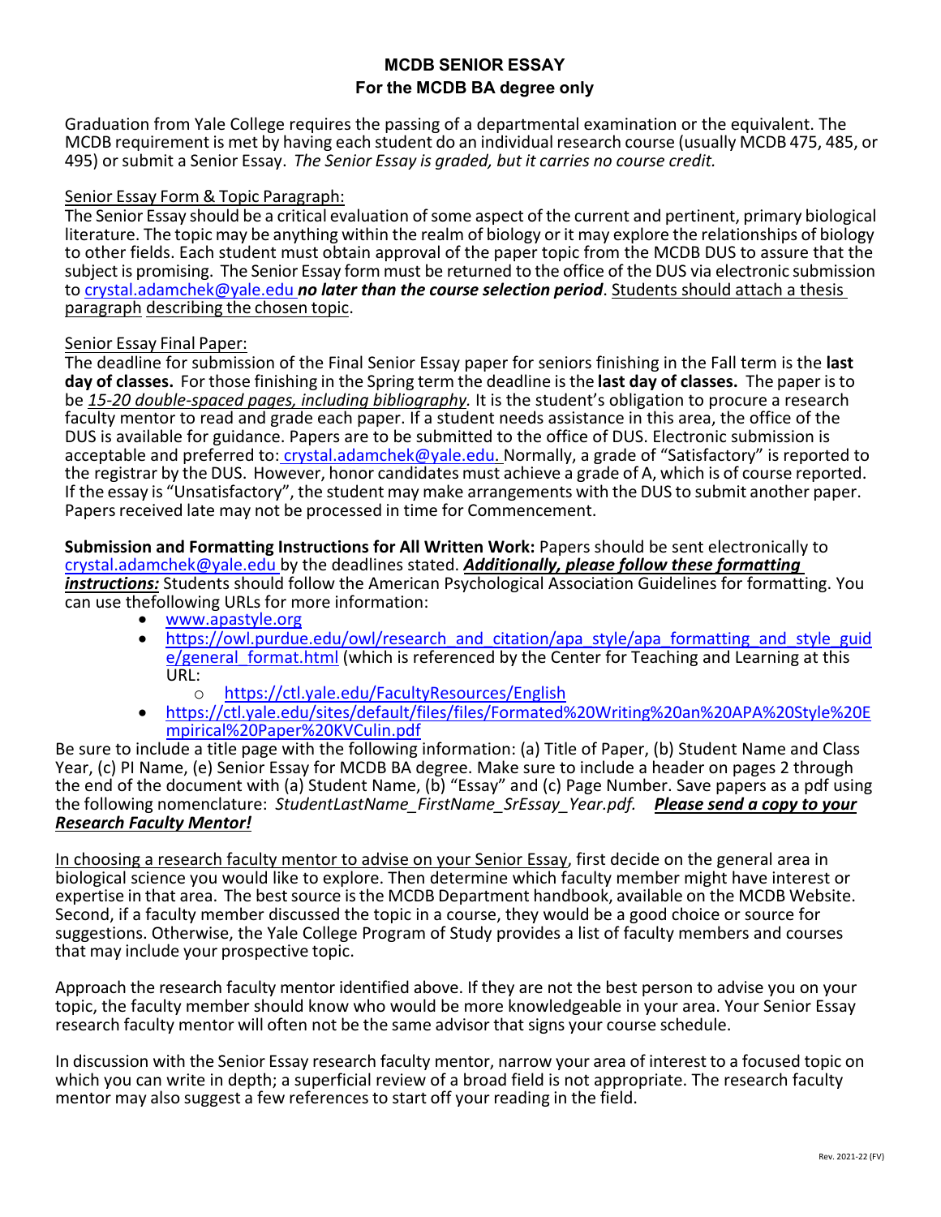**MCDB SENIOR ESSAY**
**For the MCDB BA degree only**

Graduation from Yale College requires the passing of a departmental examination or the equivalent. The MCDB requirement is met by having each student do an individual research course (usually MCDB 475, 485, or 495) or submit a Senior Essay. *The Senior Essay is graded, but it carries no course credit.*

Senior Essay Form & Topic Paragraph:

The Senior Essay should be a critical evaluation of some aspect of the current and pertinent, primary biological literature. The topic may be anything within the realm of biology or it may explore the relationships of biology to other fields. Each student must obtain approval of the paper topic from the MCDB DUS to assure that the subject is promising. The Senior Essay form must be returned to the office of the DUS via electronic submission to crystal.adamchek@yale.edu ***no later than the course selection period***. Students should attach a thesis paragraph describing the chosen topic.

Senior Essay Final Paper:

The deadline for submission of the Final Senior Essay paper for seniors finishing in the Fall term is the **last day of classes.** For those finishing in the Spring term the deadline is the **last day of classes.** The paper is to be *15-20 double-spaced pages, including bibliography.* It is the student's obligation to procure a research faculty mentor to read and grade each paper. If a student needs assistance in this area, the office of the DUS is available for guidance. Papers are to be submitted to the office of DUS. Electronic submission is acceptable and preferred to: crystal.adamchek@yale.edu. Normally, a grade of "Satisfactory" is reported to the registrar by the DUS. However, honor candidates must achieve a grade of A, which is of course reported. If the essay is "Unsatisfactory", the student may make arrangements with the DUS to submit another paper. Papers received late may not be processed in time for Commencement.

**Submission and Formatting Instructions for All Written Work:** Papers should be sent electronically to crystal.adamchek@yale.edu by the deadlines stated. ***Additionally, please follow these formatting instructions:*** Students should follow the American Psychological Association Guidelines for formatting. You can use thefollowing URLs for more information:

- www.apastyle.org
- https://owl.purdue.edu/owl/research_and_citation/apa_style/apa_formatting_and_style_guide/general_format.html (which is referenced by the Center for Teaching and Learning at this URL:
  - https://ctl.yale.edu/FacultyResources/English
- https://ctl.yale.edu/sites/default/files/files/Formated%20Writing%20an%20APA%20Style%20Empirical%20Paper%20KVCulin.pdf

Be sure to include a title page with the following information: (a) Title of Paper, (b) Student Name and Class Year, (c) PI Name, (e) Senior Essay for MCDB BA degree. Make sure to include a header on pages 2 through the end of the document with (a) Student Name, (b) "Essay" and (c) Page Number. Save papers as a pdf using the following nomenclature: *StudentLastName_FirstName_SrEssay_Year.pdf.* ***Please send a copy to your Research Faculty Mentor!***

In choosing a research faculty mentor to advise on your Senior Essay, first decide on the general area in biological science you would like to explore. Then determine which faculty member might have interest or expertise in that area. The best source is the MCDB Department handbook, available on the MCDB Website. Second, if a faculty member discussed the topic in a course, they would be a good choice or source for suggestions. Otherwise, the Yale College Program of Study provides a list of faculty members and courses that may include your prospective topic.

Approach the research faculty mentor identified above. If they are not the best person to advise you on your topic, the faculty member should know who would be more knowledgeable in your area. Your Senior Essay research faculty mentor will often not be the same advisor that signs your course schedule.

In discussion with the Senior Essay research faculty mentor, narrow your area of interest to a focused topic on which you can write in depth; a superficial review of a broad field is not appropriate. The research faculty mentor may also suggest a few references to start off your reading in the field.